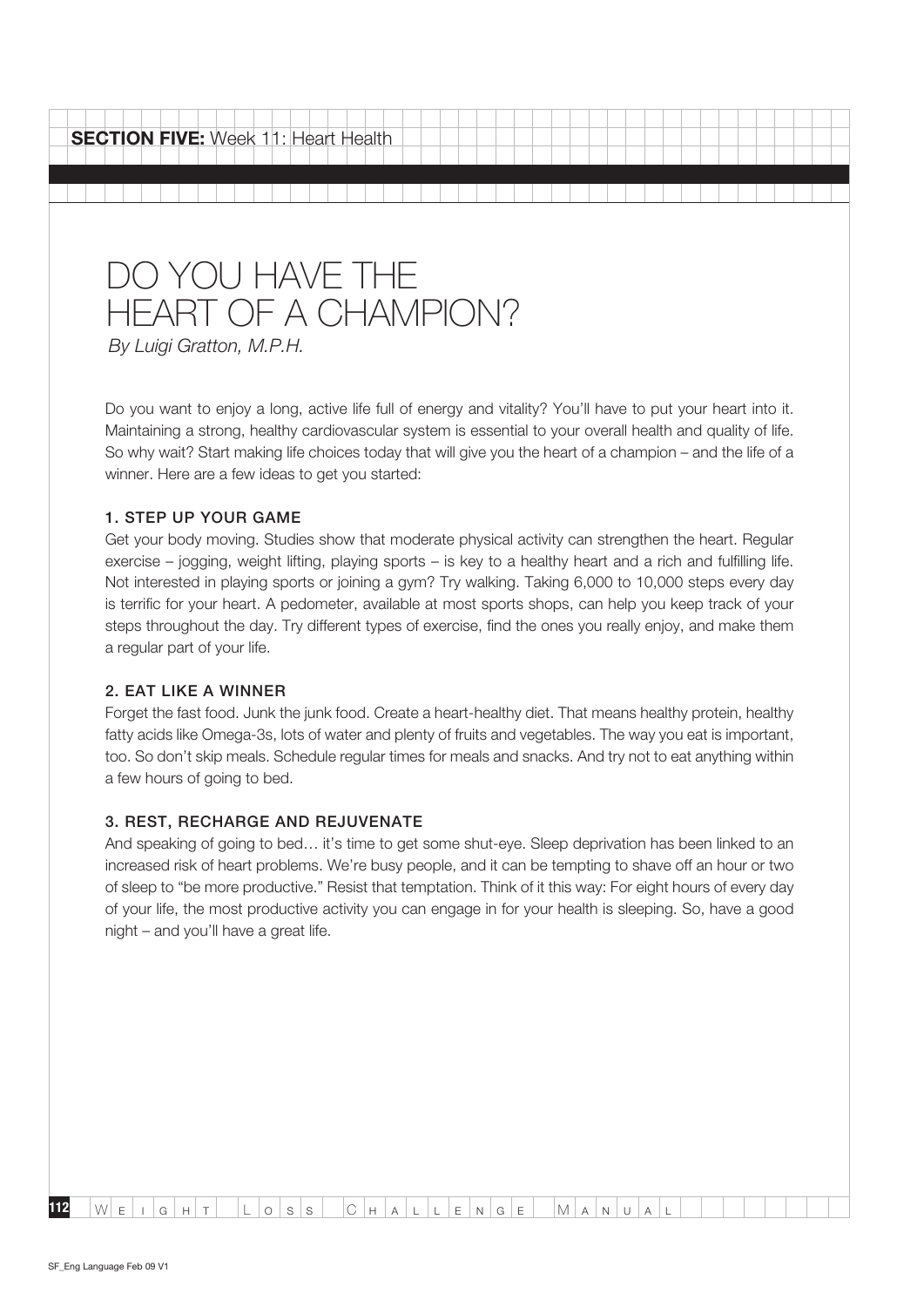**SECTION FIVE:** Week 11: Heart Health

# DO YOU HAVE THE HEART OF A CHAMPION?

*By Luigi Gratton, M.P.H.*

Do you want to enjoy a long, active life full of energy and vitality? You'll have to put your heart into it. Maintaining a strong, healthy cardiovascular system is essential to your overall health and quality of life. So why wait? Start making life choices today that will give you the heart of a champion – and the life of a winner. Here are a few ideas to get you started:

## 1. STEP UP YOUR GAME

Get your body moving. Studies show that moderate physical activity can strengthen the heart. Regular exercise – jogging, weight lifting, playing sports – is key to a healthy heart and a rich and fulfilling life. Not interested in playing sports or joining a gym? Try walking. Taking 6,000 to 10,000 steps every day is terrific for your heart. A pedometer, available at most sports shops, can help you keep track of your steps throughout the day. Try different types of exercise, find the ones you really enjoy, and make them a regular part of your life.

## 2. EAT LIKE A WINNER

Forget the fast food. Junk the junk food. Create a heart-healthy diet. That means healthy protein, healthy fatty acids like Omega-3s, lots of water and plenty of fruits and vegetables. The way you eat is important, too. So don't skip meals. Schedule regular times for meals and snacks. And try not to eat anything within a few hours of going to bed.

## 3. REST, RECHARGE AND REJUVENATE

And speaking of going to bed… it's time to get some shut-eye. Sleep deprivation has been linked to an increased risk of heart problems. We're busy people, and it can be tempting to shave off an hour or two of sleep to "be more productive." Resist that temptation. Think of it this way: For eight hours of every day of your life, the most productive activity you can engage in for your health is sleeping. So, have a good night – and you'll have a great life.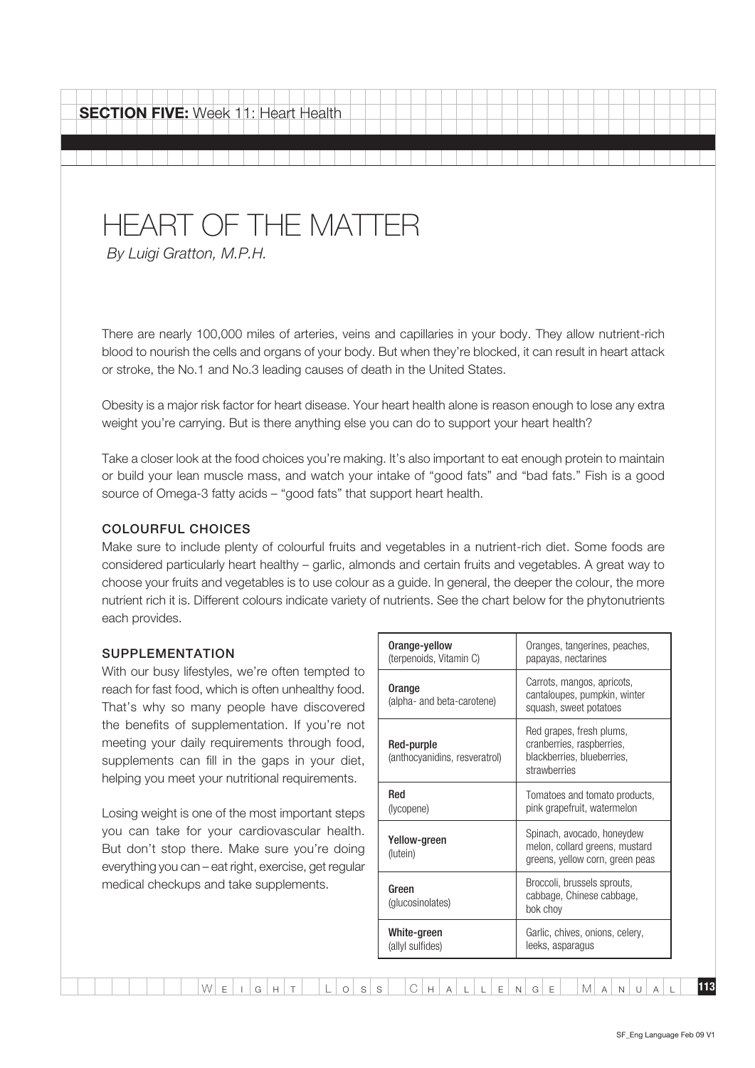**SECTION FIVE:** Week 11: Heart Health

# HEART OF THE MATTER

*By Luigi Gratton, M.P.H.*

There are nearly 100,000 miles of arteries, veins and capillaries in your body. They allow nutrient-rich blood to nourish the cells and organs of your body. But when they're blocked, it can result in heart attack or stroke, the No.1 and No.3 leading causes of death in the United States.

Obesity is a major risk factor for heart disease. Your heart health alone is reason enough to lose any extra weight you're carrying. But is there anything else you can do to support your heart health?

Take a closer look at the food choices you're making. It's also important to eat enough protein to maintain or build your lean muscle mass, and watch your intake of "good fats" and "bad fats." Fish is a good source of Omega-3 fatty acids – "good fats" that support heart health.

## COLOURFUL CHOICES

Make sure to include plenty of colourful fruits and vegetables in a nutrient-rich diet. Some foods are considered particularly heart healthy – garlic, almonds and certain fruits and vegetables. A great way to choose your fruits and vegetables is to use colour as a guide. In general, the deeper the colour, the more nutrient rich it is. Different colours indicate variety of nutrients. See the chart below for the phytonutrients each provides.

## SUPPLEMENTATION

With our busy lifestyles, we're often tempted to reach for fast food, which is often unhealthy food. That's why so many people have discovered the benefits of supplementation. If you're not meeting your daily requirements through food, supplements can fill in the gaps in your diet, helping you meet your nutritional requirements.

Losing weight is one of the most important steps you can take for your cardiovascular health. But don't stop there. Make sure you're doing everything you can – eat right, exercise, get regular medical checkups and take supplements.

| Colour | Foods |
|---|---|
| **Orange-yellow** (terpenoids, Vitamin C) | Oranges, tangerines, peaches, papayas, nectarines |
| **Orange** (alpha- and beta-carotene) | Carrots, mangos, apricots, cantaloupes, pumpkin, winter squash, sweet potatoes |
| **Red-purple** (anthocyanidins, resveratrol) | Red grapes, fresh plums, cranberries, raspberries, blackberries, blueberries, strawberries |
| **Red** (lycopene) | Tomatoes and tomato products, pink grapefruit, watermelon |
| **Yellow-green** (lutein) | Spinach, avocado, honeydew melon, collard greens, mustard greens, yellow corn, green peas |
| **Green** (glucosinolates) | Broccoli, brussels sprouts, cabbage, Chinese cabbage, bok choy |
| **White-green** (allyl sulfides) | Garlic, chives, onions, celery, leeks, asparagus |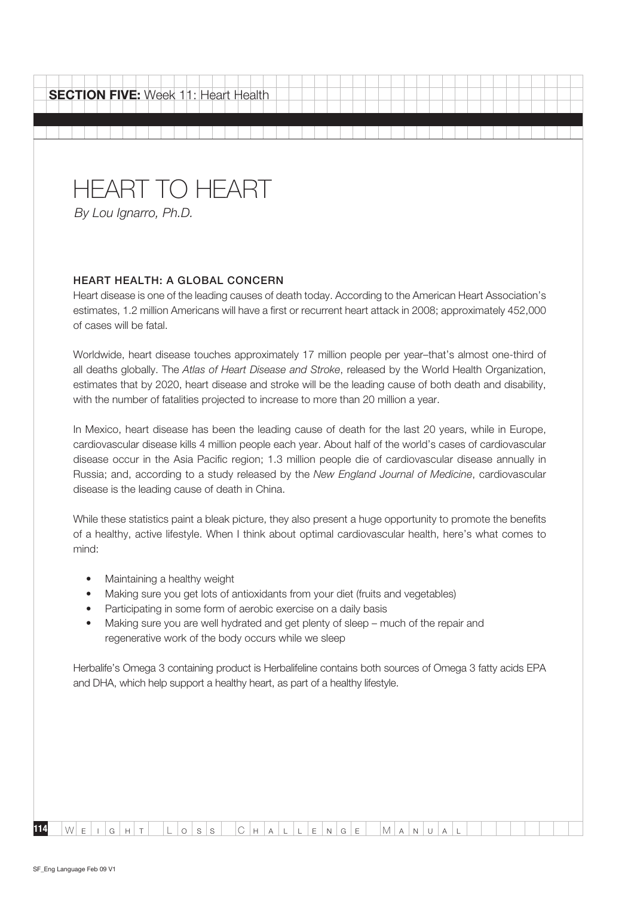# HEART TO HEART

*By Lou Ignarro, Ph.D.*

## HEART HEALTH: A GLOBAL CONCERN

Heart disease is one of the leading causes of death today. According to the American Heart Association's estimates, 1.2 million Americans will have a first or recurrent heart attack in 2008; approximately 452,000 of cases will be fatal.

Worldwide, heart disease touches approximately 17 million people per year–that's almost one-third of all deaths globally. The *Atlas of Heart Disease and Stroke*, released by the World Health Organization, estimates that by 2020, heart disease and stroke will be the leading cause of both death and disability, with the number of fatalities projected to increase to more than 20 million a year.

In Mexico, heart disease has been the leading cause of death for the last 20 years, while in Europe, cardiovascular disease kills 4 million people each year. About half of the world's cases of cardiovascular disease occur in the Asia Pacific region; 1.3 million people die of cardiovascular disease annually in Russia; and, according to a study released by the *New England Journal of Medicine*, cardiovascular disease is the leading cause of death in China.

While these statistics paint a bleak picture, they also present a huge opportunity to promote the benefits of a healthy, active lifestyle. When I think about optimal cardiovascular health, here's what comes to mind:

- Maintaining a healthy weight
- Making sure you get lots of antioxidants from your diet (fruits and vegetables)
- Participating in some form of aerobic exercise on a daily basis
- Making sure you are well hydrated and get plenty of sleep – much of the repair and regenerative work of the body occurs while we sleep

Herbalife's Omega 3 containing product is Herbalifeline contains both sources of Omega 3 fatty acids EPA and DHA, which help support a healthy heart, as part of a healthy lifestyle.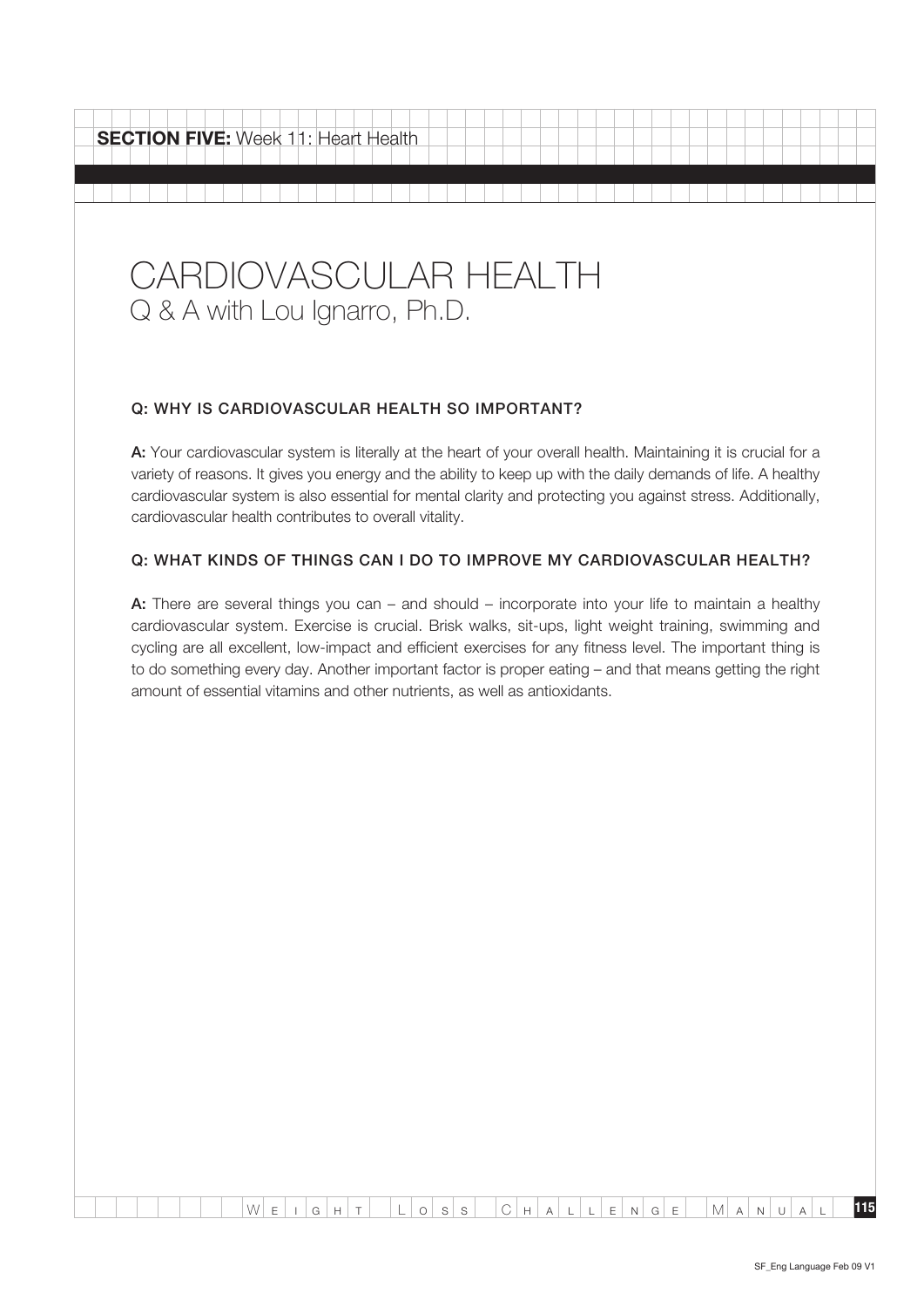# CARDIOVASCULAR HEALTH

## Q & A with Lou Ignarro, Ph.D.

### Q: WHY IS CARDIOVASCULAR HEALTH SO IMPORTANT?

**A:** Your cardiovascular system is literally at the heart of your overall health. Maintaining it is crucial for a variety of reasons. It gives you energy and the ability to keep up with the daily demands of life. A healthy cardiovascular system is also essential for mental clarity and protecting you against stress. Additionally, cardiovascular health contributes to overall vitality.

### Q: WHAT KINDS OF THINGS CAN I DO TO IMPROVE MY CARDIOVASCULAR HEALTH?

**A:** There are several things you can – and should – incorporate into your life to maintain a healthy cardiovascular system. Exercise is crucial. Brisk walks, sit-ups, light weight training, swimming and cycling are all excellent, low-impact and efficient exercises for any fitness level. The important thing is to do something every day. Another important factor is proper eating – and that means getting the right amount of essential vitamins and other nutrients, as well as antioxidants.